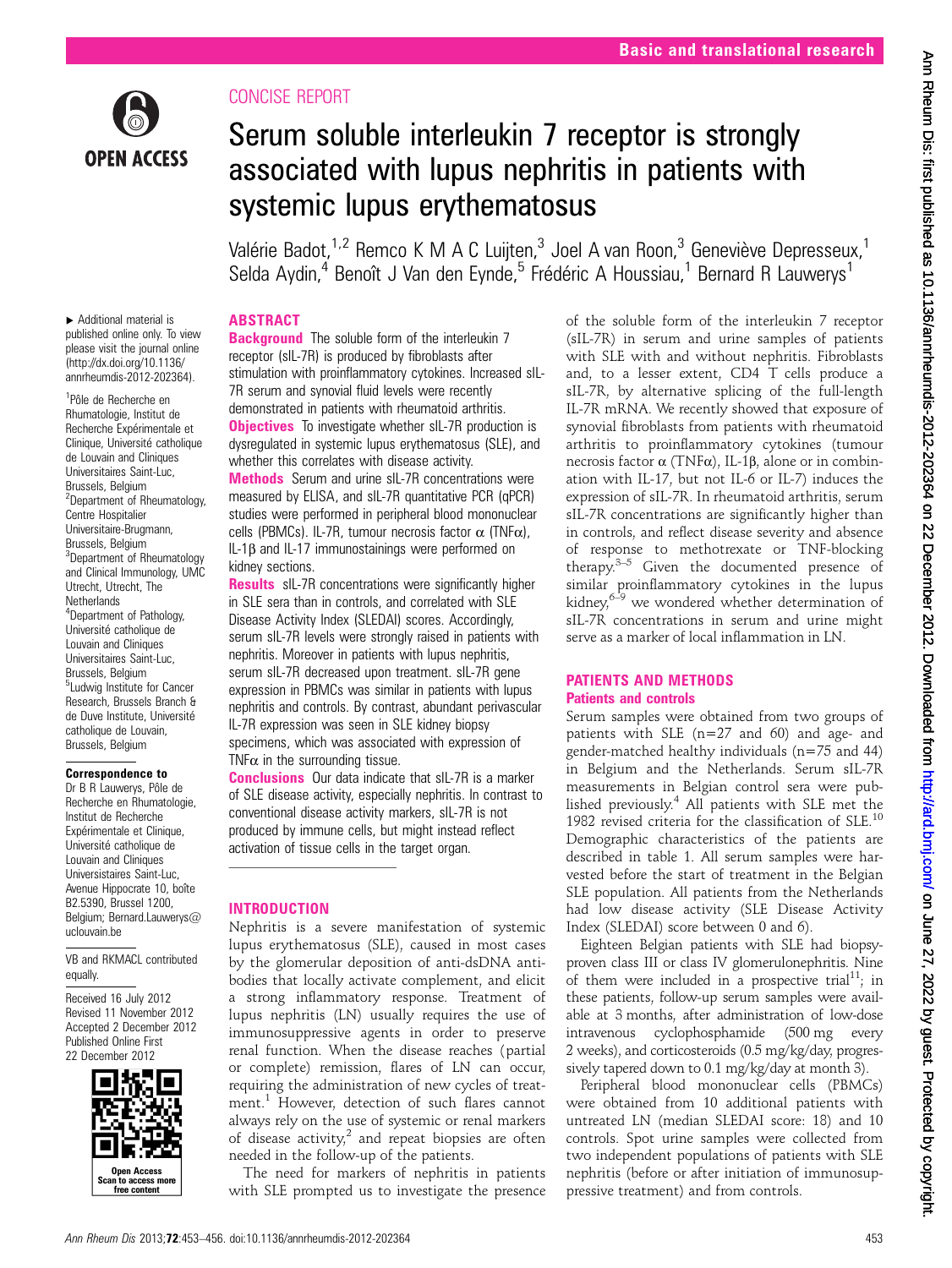CONCISE REPORT

# Serum soluble interleukin 7 receptor is strongly associated with lupus nephritis in patients with systemic lupus erythematosus

Valérie Badot,[1,2] Remco K M A C Luijten,[3] Joel A van Roon,[3] Geneviève Depresseux,[1] Selda Aydin,[4] Benoît J Van den Eynde,[5] Frédéric A Houssiau,[1] Bernard R Lauwerys[1]

▸ Additional material is published online only. To view please visit the journal online (http://dx.doi.org/10.1136/annrheumdis-2012-202364).

[1]Pôle de Recherche en Rhumatologie, Institut de Recherche Expérimentale et Clinique, Université catholique de Louvain and Cliniques Universitaires Saint-Luc, Brussels, Belgium
[2]Department of Rheumatology, Centre Hospitalier Universitaire-Brugmann, Brussels, Belgium
[3]Department of Rheumatology and Clinical Immunology, UMC Utrecht, Utrecht, The Netherlands
[4]Department of Pathology, Université catholique de Louvain and Cliniques Universitaires Saint-Luc, Brussels, Belgium
[5]Ludwig Institute for Cancer Research, Brussels Branch & de Duve Institute, Université catholique de Louvain, Brussels, Belgium

**Correspondence to**
Dr B R Lauwerys, Pôle de Recherche en Rhumatologie, Institut de Recherche Expérimentale et Clinique, Université catholique de Louvain and Cliniques Universitaires Saint-Luc, Avenue Hippocrate 10, boîte B2.5390, Brussel 1200, Belgium; Bernard.Lauwerys@uclouvain.be

VB and RKMACL contributed equally.

Received 16 July 2012
Revised 11 November 2012
Accepted 2 December 2012
Published Online First 22 December 2012

## ABSTRACT

**Background** The soluble form of the interleukin 7 receptor (sIL-7R) is produced by fibroblasts after stimulation with proinflammatory cytokines. Increased sIL-7R serum and synovial fluid levels were recently demonstrated in patients with rheumatoid arthritis.

**Objectives** To investigate whether sIL-7R production is dysregulated in systemic lupus erythematosus (SLE), and whether this correlates with disease activity.

**Methods** Serum and urine sIL-7R concentrations were measured by ELISA, and sIL-7R quantitative PCR (qPCR) studies were performed in peripheral blood mononuclear cells (PBMCs). IL-7R, tumour necrosis factor α (TNFα), IL-1β and IL-17 immunostainings were performed on kidney sections.

**Results** sIL-7R concentrations were significantly higher in SLE sera than in controls, and correlated with SLE Disease Activity Index (SLEDAI) scores. Accordingly, serum sIL-7R levels were strongly raised in patients with nephritis. Moreover in patients with lupus nephritis, serum sIL-7R decreased upon treatment. sIL-7R gene expression in PBMCs was similar in patients with lupus nephritis and controls. By contrast, abundant perivascular IL-7R expression was seen in SLE kidney biopsy specimens, which was associated with expression of TNFα in the surrounding tissue.

**Conclusions** Our data indicate that sIL-7R is a marker of SLE disease activity, especially nephritis. In contrast to conventional disease activity markers, sIL-7R is not produced by immune cells, but might instead reflect activation of tissue cells in the target organ.

## INTRODUCTION

Nephritis is a severe manifestation of systemic lupus erythematosus (SLE), caused in most cases by the glomerular deposition of anti-dsDNA antibodies that locally activate complement, and elicit a strong inflammatory response. Treatment of lupus nephritis (LN) usually requires the use of immunosuppressive agents in order to preserve renal function. When the disease reaches (partial or complete) remission, flares of LN can occur, requiring the administration of new cycles of treatment.[1] However, detection of such flares cannot always rely on the use of systemic or renal markers of disease activity,[2] and repeat biopsies are often needed in the follow-up of the patients.

The need for markers of nephritis in patients with SLE prompted us to investigate the presence of the soluble form of the interleukin 7 receptor (sIL-7R) in serum and urine samples of patients with SLE with and without nephritis. Fibroblasts and, to a lesser extent, CD4 T cells produce a sIL-7R, by alternative splicing of the full-length IL-7R mRNA. We recently showed that exposure of synovial fibroblasts from patients with rheumatoid arthritis to proinflammatory cytokines (tumour necrosis factor α (TNFα), IL-1β, alone or in combination with IL-17, but not IL-6 or IL-7) induces the expression of sIL-7R. In rheumatoid arthritis, serum sIL-7R concentrations are significantly higher than in controls, and reflect disease severity and absence of response to methotrexate or TNF-blocking therapy.[3–5] Given the documented presence of similar proinflammatory cytokines in the lupus kidney,[6–9] we wondered whether determination of sIL-7R concentrations in serum and urine might serve as a marker of local inflammation in LN.

## PATIENTS AND METHODS

### Patients and controls

Serum samples were obtained from two groups of patients with SLE (n=27 and 60) and age- and gender-matched healthy individuals (n=75 and 44) in Belgium and the Netherlands. Serum sIL-7R measurements in Belgian control sera were published previously.[4] All patients with SLE met the 1982 revised criteria for the classification of SLE.[10] Demographic characteristics of the patients are described in table 1. All serum samples were harvested before the start of treatment in the Belgian SLE population. All patients from the Netherlands had low disease activity (SLE Disease Activity Index (SLEDAI) score between 0 and 6).

Eighteen Belgian patients with SLE had biopsy-proven class III or class IV glomerulonephritis. Nine of them were included in a prospective trial[11]; in these patients, follow-up serum samples were available at 3 months, after administration of low-dose intravenous cyclophosphamide (500 mg every 2 weeks), and corticosteroids (0.5 mg/kg/day, progressively tapered down to 0.1 mg/kg/day at month 3).

Peripheral blood mononuclear cells (PBMCs) were obtained from 10 additional patients with untreated LN (median SLEDAI score: 18) and 10 controls. Spot urine samples were collected from two independent populations of patients with SLE nephritis (before or after initiation of immunosuppressive treatment) and from controls.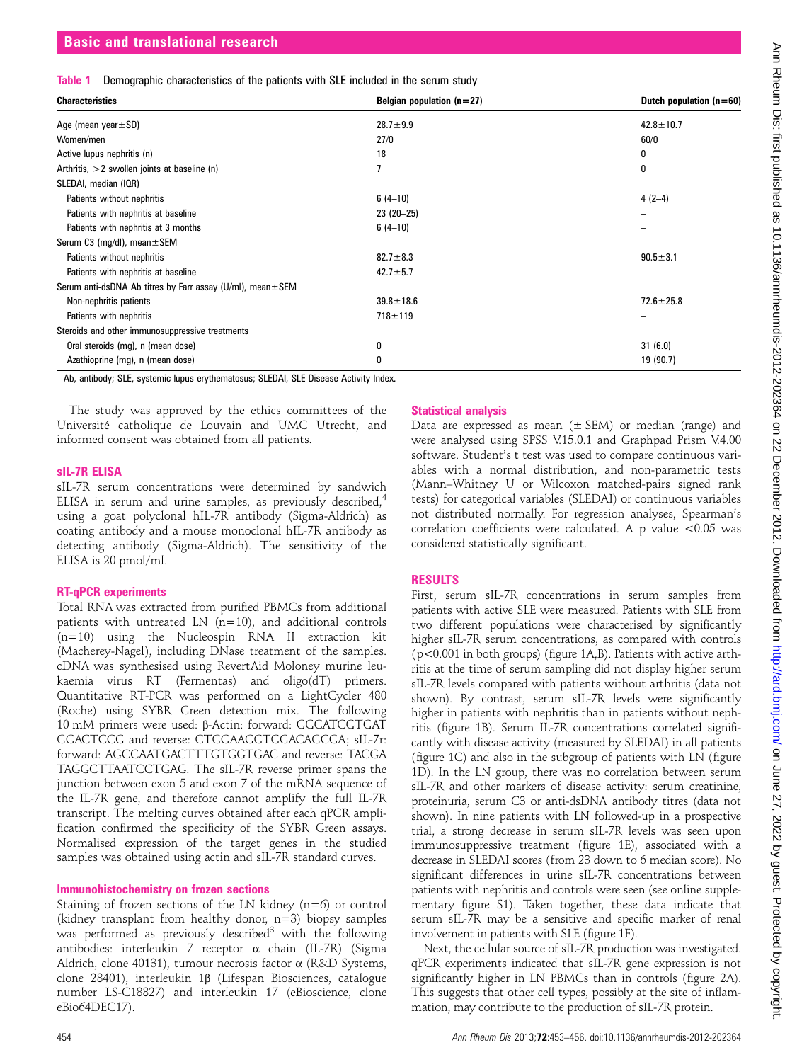**Table 1** Demographic characteristics of the patients with SLE included in the serum study

| Characteristics | Belgian population (n=27) | Dutch population (n=60) |
|---|---|---|
| Age (mean year±SD) | 28.7±9.9 | 42.8±10.7 |
| Women/men | 27/0 | 60/0 |
| Active lupus nephritis (n) | 18 | 0 |
| Arthritis, >2 swollen joints at baseline (n) | 7 | 0 |
| SLEDAI, median (IQR) | | |
| Patients without nephritis | 6 (4–10) | 4 (2–4) |
| Patients with nephritis at baseline | 23 (20–25) | – |
| Patients with nephritis at 3 months | 6 (4–10) | – |
| Serum C3 (mg/dl), mean±SEM | | |
| Patients without nephritis | 82.7±8.3 | 90.5±3.1 |
| Patients with nephritis at baseline | 42.7±5.7 | – |
| Serum anti-dsDNA Ab titres by Farr assay (U/ml), mean±SEM | | |
| Non-nephritis patients | 39.8±18.6 | 72.6±25.8 |
| Patients with nephritis | 718±119 | – |
| Steroids and other immunosuppressive treatments | | |
| Oral steroids (mg), n (mean dose) | 0 | 31 (6.0) |
| Azathioprine (mg), n (mean dose) | 0 | 19 (90.7) |

Ab, antibody; SLE, systemic lupus erythematosus; SLEDAI, SLE Disease Activity Index.

The study was approved by the ethics committees of the Université catholique de Louvain and UMC Utrecht, and informed consent was obtained from all patients.

### sIL-7R ELISA

sIL-7R serum concentrations were determined by sandwich ELISA in serum and urine samples, as previously described,[4] using a goat polyclonal hIL-7R antibody (Sigma-Aldrich) as coating antibody and a mouse monoclonal hIL-7R antibody as detecting antibody (Sigma-Aldrich). The sensitivity of the ELISA is 20 pmol/ml.

### RT-qPCR experiments

Total RNA was extracted from purified PBMCs from additional patients with untreated LN (n=10), and additional controls (n=10) using the Nucleospin RNA II extraction kit (Macherey-Nagel), including DNase treatment of the samples. cDNA was synthesised using RevertAid Moloney murine leukaemia virus RT (Fermentas) and oligo(dT) primers. Quantitative RT-PCR was performed on a LightCycler 480 (Roche) using SYBR Green detection mix. The following 10 mM primers were used: β-Actin: forward: GGCATCGTGATGGACTCCG and reverse: CTGGAAGGTGGACAGCGA; sIL-7r: forward: AGCCAATGACTTTGTGGTGAC and reverse: TACGATAGGCTTAATCCTGAG. The sIL-7R reverse primer spans the junction between exon 5 and exon 7 of the mRNA sequence of the IL-7R gene, and therefore cannot amplify the full IL-7R transcript. The melting curves obtained after each qPCR amplification confirmed the specificity of the SYBR Green assays. Normalised expression of the target genes in the studied samples was obtained using actin and sIL-7R standard curves.

### Immunohistochemistry on frozen sections

Staining of frozen sections of the LN kidney (n=6) or control (kidney transplant from healthy donor, n=3) biopsy samples was performed as previously described[3] with the following antibodies: interleukin 7 receptor α chain (IL-7R) (Sigma Aldrich, clone 40131), tumour necrosis factor α (R&D Systems, clone 28401), interleukin 1β (Lifespan Biosciences, catalogue number LS-C18827) and interleukin 17 (eBioscience, clone eBio64DEC17).

### Statistical analysis

Data are expressed as mean (± SEM) or median (range) and were analysed using SPSS V.15.0.1 and Graphpad Prism V.4.00 software. Student's t test was used to compare continuous variables with a normal distribution, and non-parametric tests (Mann–Whitney U or Wilcoxon matched-pairs signed rank tests) for categorical variables (SLEDAI) or continuous variables not distributed normally. For regression analyses, Spearman's correlation coefficients were calculated. A p value <0.05 was considered statistically significant.

## RESULTS

First, serum sIL-7R concentrations in serum samples from patients with active SLE were measured. Patients with SLE from two different populations were characterised by significantly higher sIL-7R serum concentrations, as compared with controls (p<0.001 in both groups) (figure 1A,B). Patients with active arthritis at the time of serum sampling did not display higher serum sIL-7R levels compared with patients without arthritis (data not shown). By contrast, serum sIL-7R levels were significantly higher in patients with nephritis than in patients without nephritis (figure 1B). Serum IL-7R concentrations correlated significantly with disease activity (measured by SLEDAI) in all patients (figure 1C) and also in the subgroup of patients with LN (figure 1D). In the LN group, there was no correlation between serum sIL-7R and other markers of disease activity: serum creatinine, proteinuria, serum C3 or anti-dsDNA antibody titres (data not shown). In nine patients with LN followed-up in a prospective trial, a strong decrease in serum sIL-7R levels was seen upon immunosuppressive treatment (figure 1E), associated with a decrease in SLEDAI scores (from 23 down to 6 median score). No significant differences in urine sIL-7R concentrations between patients with nephritis and controls were seen (see online supplementary figure S1). Taken together, these data indicate that serum sIL-7R may be a sensitive and specific marker of renal involvement in patients with SLE (figure 1F).

Next, the cellular source of sIL-7R production was investigated. qPCR experiments indicated that sIL-7R gene expression is not significantly higher in LN PBMCs than in controls (figure 2A). This suggests that other cell types, possibly at the site of inflammation, may contribute to the production of sIL-7R protein.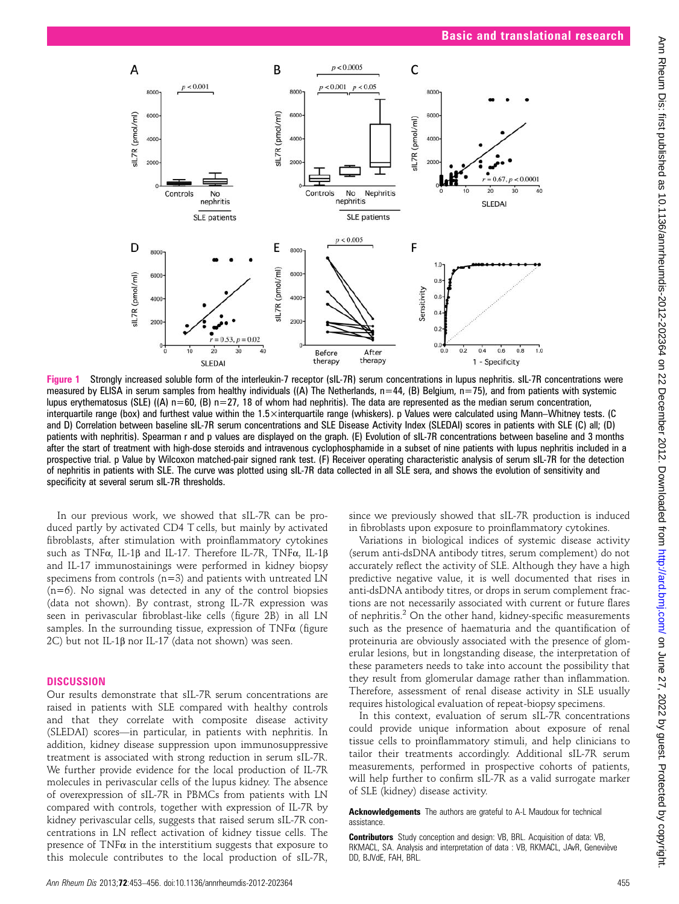Figure 1 Strongly increased soluble form of the interleukin-7 receptor (sIL-7R) serum concentrations in lupus nephritis. sIL-7R concentrations were measured by ELISA in serum samples from healthy individuals ((A) The Netherlands, n=44, (B) Belgium, n=75), and from patients with systemic lupus erythematosus (SLE) ((A) n=60, (B) n=27, 18 of whom had nephritis). The data are represented as the median serum concentration, interquartile range (box) and furthest value within the 1.5×interquartile range (whiskers). p Values were calculated using Mann–Whitney tests. (C and D) Correlation between baseline sIL-7R serum concentrations and SLE Disease Activity Index (SLEDAI) scores in patients with SLE (C) all; (D) patients with nephritis). Spearman r and p values are displayed on the graph. (E) Evolution of sIL-7R concentrations between baseline and 3 months after the start of treatment with high-dose steroids and intravenous cyclophosphamide in a subset of nine patients with lupus nephritis included in a prospective trial. p Value by Wilcoxon matched-pair signed rank test. (F) Receiver operating characteristic analysis of serum sIL-7R for the detection of nephritis in patients with SLE. The curve was plotted using sIL-7R data collected in all SLE sera, and shows the evolution of sensitivity and specificity at several serum sIL-7R thresholds.

In our previous work, we showed that sIL-7R can be produced partly by activated CD4 T cells, but mainly by activated fibroblasts, after stimulation with proinflammatory cytokines such as TNFα, IL-1β and IL-17. Therefore IL-7R, TNFα, IL-1β and IL-17 immunostainings were performed in kidney biopsy specimens from controls (n=3) and patients with untreated LN (n=6). No signal was detected in any of the control biopsies (data not shown). By contrast, strong IL-7R expression was seen in perivascular fibroblast-like cells (figure 2B) in all LN samples. In the surrounding tissue, expression of TNFα (figure 2C) but not IL-1β nor IL-17 (data not shown) was seen.

## DISCUSSION

Our results demonstrate that sIL-7R serum concentrations are raised in patients with SLE compared with healthy controls and that they correlate with composite disease activity (SLEDAI) scores—in particular, in patients with nephritis. In addition, kidney disease suppression upon immunosuppressive treatment is associated with strong reduction in serum sIL-7R. We further provide evidence for the local production of IL-7R molecules in perivascular cells of the lupus kidney. The absence of overexpression of sIL-7R in PBMCs from patients with LN compared with controls, together with expression of IL-7R by kidney perivascular cells, suggests that raised serum sIL-7R concentrations in LN reflect activation of kidney tissue cells. The presence of TNFα in the interstitium suggests that exposure to this molecule contributes to the local production of sIL-7R, since we previously showed that sIL-7R production is induced in fibroblasts upon exposure to proinflammatory cytokines.

Variations in biological indices of systemic disease activity (serum anti-dsDNA antibody titres, serum complement) do not accurately reflect the activity of SLE. Although they have a high predictive negative value, it is well documented that rises in anti-dsDNA antibody titres, or drops in serum complement fractions are not necessarily associated with current or future flares of nephritis.[2] On the other hand, kidney-specific measurements such as the presence of haematuria and the quantification of proteinuria are obviously associated with the presence of glomerular lesions, but in longstanding disease, the interpretation of these parameters needs to take into account the possibility that they result from glomerular damage rather than inflammation. Therefore, assessment of renal disease activity in SLE usually requires histological evaluation of repeat-biopsy specimens.

In this context, evaluation of serum sIL-7R concentrations could provide unique information about exposure of renal tissue cells to proinflammatory stimuli, and help clinicians to tailor their treatments accordingly. Additional sIL-7R serum measurements, performed in prospective cohorts of patients, will help further to confirm sIL-7R as a valid surrogate marker of SLE (kidney) disease activity.

**Acknowledgements** The authors are grateful to A-L Maudoux for technical assistance.

**Contributors** Study conception and design: VB, BRL. Acquisition of data: VB, RKMACL, SA. Analysis and interpretation of data : VB, RKMACL, JAvR, Geneviève DD, BJVdE, FAH, BRL.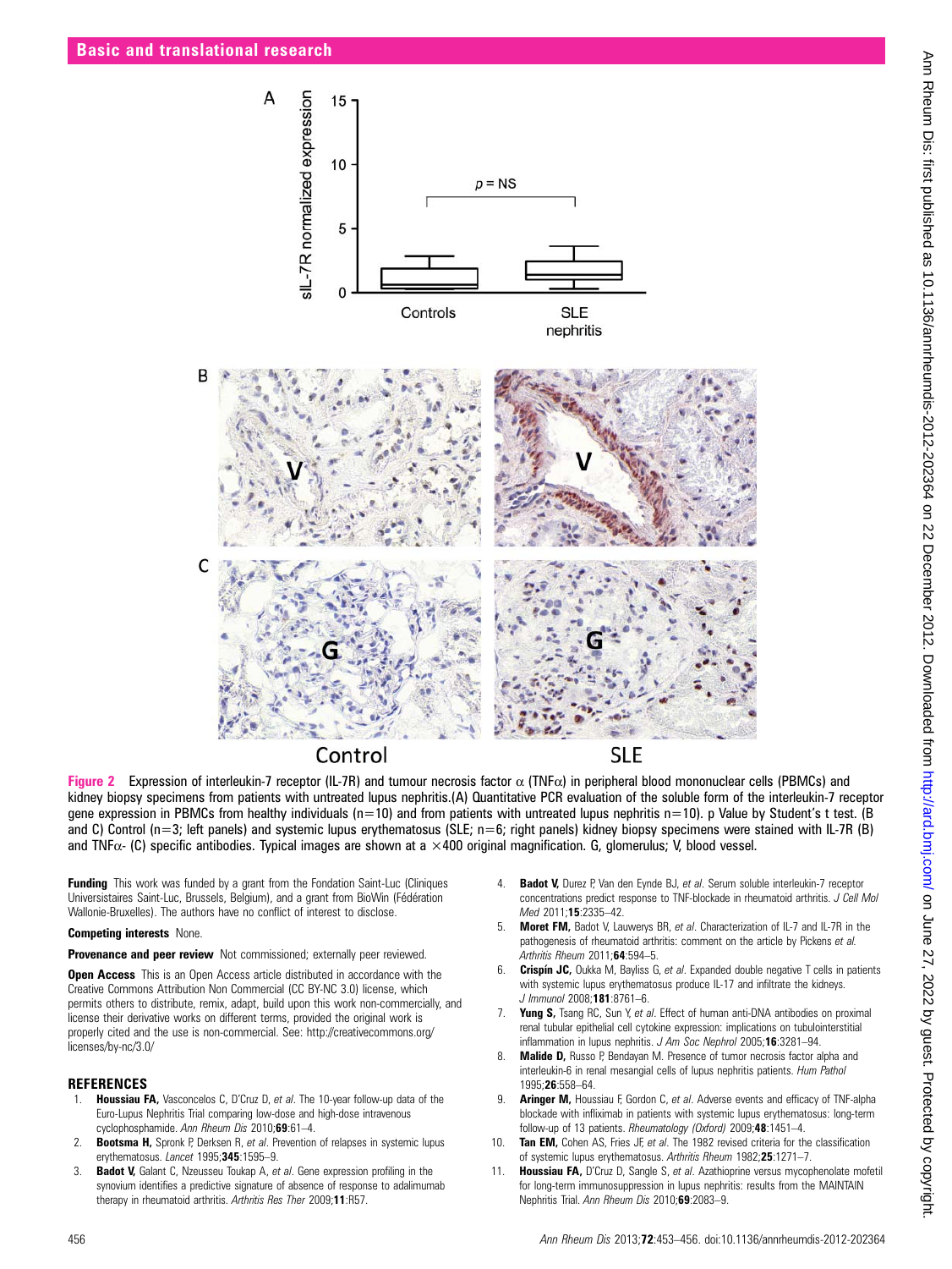**Figure 2** Expression of interleukin-7 receptor (IL-7R) and tumour necrosis factor α (TNFα) in peripheral blood mononuclear cells (PBMCs) and kidney biopsy specimens from patients with untreated lupus nephritis.(A) Quantitative PCR evaluation of the soluble form of the interleukin-7 receptor gene expression in PBMCs from healthy individuals (n=10) and from patients with untreated lupus nephritis n=10). p Value by Student's t test. (B and C) Control (n=3; left panels) and systemic lupus erythematosus (SLE; n=6; right panels) kidney biopsy specimens were stained with IL-7R (B) and TNFα- (C) specific antibodies. Typical images are shown at a ×400 original magnification. G, glomerulus; V, blood vessel.

**Funding** This work was funded by a grant from the Fondation Saint-Luc (Cliniques Universistaires Saint-Luc, Brussels, Belgium), and a grant from BioWin (Fédération Wallonie-Bruxelles). The authors have no conflict of interest to disclose.

**Competing interests** None.

**Provenance and peer review** Not commissioned; externally peer reviewed.

**Open Access** This is an Open Access article distributed in accordance with the Creative Commons Attribution Non Commercial (CC BY-NC 3.0) license, which permits others to distribute, remix, adapt, build upon this work non-commercially, and license their derivative works on different terms, provided the original work is properly cited and the use is non-commercial. See: http://creativecommons.org/licenses/by-nc/3.0/

## REFERENCES

1. **Houssiau FA,** Vasconcelos C, D'Cruz D, *et al*. The 10-year follow-up data of the Euro-Lupus Nephritis Trial comparing low-dose and high-dose intravenous cyclophosphamide. *Ann Rheum Dis* 2010;**69**:61–4.
2. **Bootsma H,** Spronk P, Derksen R, *et al*. Prevention of relapses in systemic lupus erythematosus. *Lancet* 1995;**345**:1595–9.
3. **Badot V,** Galant C, Nzeusseu Toukap A, *et al*. Gene expression profiling in the synovium identifies a predictive signature of absence of response to adalimumab therapy in rheumatoid arthritis. *Arthritis Res Ther* 2009;**11**:R57.
4. **Badot V,** Durez P, Van den Eynde BJ, *et al*. Serum soluble interleukin-7 receptor concentrations predict response to TNF-blockade in rheumatoid arthritis. *J Cell Mol Med* 2011;**15**:2335–42.
5. **Moret FM,** Badot V, Lauwerys BR, *et al*. Characterization of IL-7 and IL-7R in the pathogenesis of rheumatoid arthritis: comment on the article by Pickens *et al*. *Arthritis Rheum* 2011;**64**:594–5.
6. **Crispín JC,** Oukka M, Bayliss G, *et al*. Expanded double negative T cells in patients with systemic lupus erythematosus produce IL-17 and infiltrate the kidneys. *J Immunol* 2008;**181**:8761–6.
7. **Yung S,** Tsang RC, Sun Y, *et al*. Effect of human anti-DNA antibodies on proximal renal tubular epithelial cell cytokine expression: implications on tubulointerstitial inflammation in lupus nephritis. *J Am Soc Nephrol* 2005;**16**:3281–94.
8. **Malide D,** Russo P, Bendayan M. Presence of tumor necrosis factor alpha and interleukin-6 in renal mesangial cells of lupus nephritis patients. *Hum Pathol* 1995;**26**:558–64.
9. **Aringer M,** Houssiau F, Gordon C, *et al*. Adverse events and efficacy of TNF-alpha blockade with infliximab in patients with systemic lupus erythematosus: long-term follow-up of 13 patients. *Rheumatology (Oxford)* 2009;**48**:1451–4.
10. **Tan EM,** Cohen AS, Fries JF, *et al*. The 1982 revised criteria for the classification of systemic lupus erythematosus. *Arthritis Rheum* 1982;**25**:1271–7.
11. **Houssiau FA,** D'Cruz D, Sangle S, *et al*. Azathioprine versus mycophenolate mofetil for long-term immunosuppression in lupus nephritis: results from the MAINTAIN Nephritis Trial. *Ann Rheum Dis* 2010;**69**:2083–9.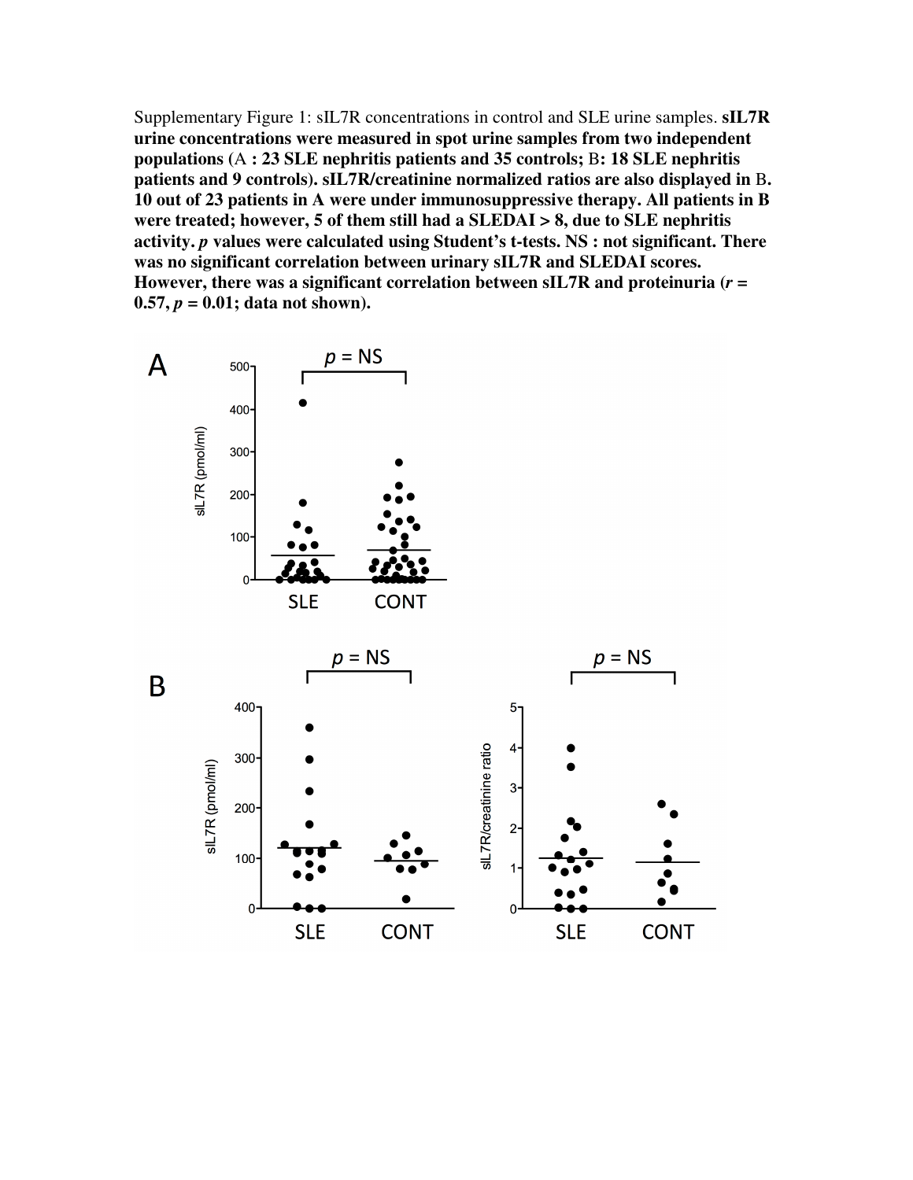Supplementary Figure 1: sIL7R concentrations in control and SLE urine samples. **sIL7R urine concentrations were measured in spot urine samples from two independent populations** (A **: 23 SLE nephritis patients and 35 controls;** B**: 18 SLE nephritis patients and 9 controls). sIL7R/creatinine normalized ratios are also displayed in** B**. 10 out of 23 patients in A were under immunosuppressive therapy. All patients in B were treated; however, 5 of them still had a SLEDAI > 8, due to SLE nephritis activity.** ***p*** **values were calculated using Student's t-tests. NS : not significant. There was no significant correlation between urinary sIL7R and SLEDAI scores. However, there was a significant correlation between sIL7R and proteinuria (*r* = 0.57, *p* = 0.01; data not shown).**

A

p = NS

sIL7R (pmol/ml)

500
400
300
200
100
0

SLE
CONT

B

p = NS

sIL7R (pmol/ml)

400
300
200
100
0

SLE
CONT

p = NS

sIL7R/creatinine ratio

5
4
3
2
1
0

SLE
CONT